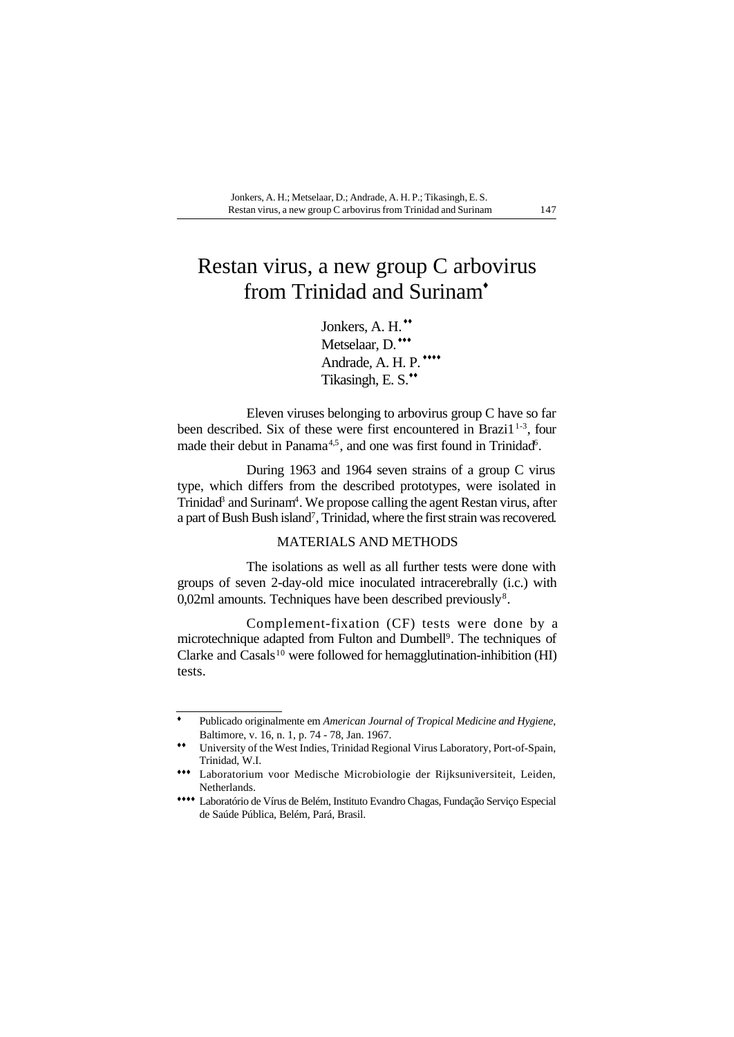# Restan virus, a new group C arbovirus from Trinidad and Surinam♦

Jonkers, A. H.♦♦
Metselaar, D.♦♦♦
Andrade, A. H. P.♦♦♦♦
Tikasingh, E. S.♦♦

Eleven viruses belonging to arbovirus group C have so far been described. Six of these were first encountered in Brazi1[1-3], four made their debut in Panama[4,5], and one was first found in Trinidad[6].

During 1963 and 1964 seven strains of a group C virus type, which differs from the described prototypes, were isolated in Trinidad[3] and Surinam[4]. We propose calling the agent Restan virus, after a part of Bush Bush island[7], Trinidad, where the first strain was recovered.

## MATERIALS AND METHODS

The isolations as well as all further tests were done with groups of seven 2-day-old mice inoculated intracerebrally (i.c.) with 0,02ml amounts. Techniques have been described previously[8].

Complement-fixation (CF) tests were done by a microtechnique adapted from Fulton and Dumbell[9]. The techniques of Clarke and Casals[10] were followed for hemagglutination-inhibition (HI) tests.

---

♦ Publicado originalmente em *American Journal of Tropical Medicine and Hygiene*, Baltimore, v. 16, n. 1, p. 74 - 78, Jan. 1967.

♦♦ University of the West Indies, Trinidad Regional Virus Laboratory, Port-of-Spain, Trinidad, W.I.

♦♦♦ Laboratorium voor Medische Microbiologie der Rijksuniversiteit, Leiden, Netherlands.

♦♦♦♦ Laboratório de Vírus de Belém, Instituto Evandro Chagas, Fundação Serviço Especial de Saúde Pública, Belém, Pará, Brasil.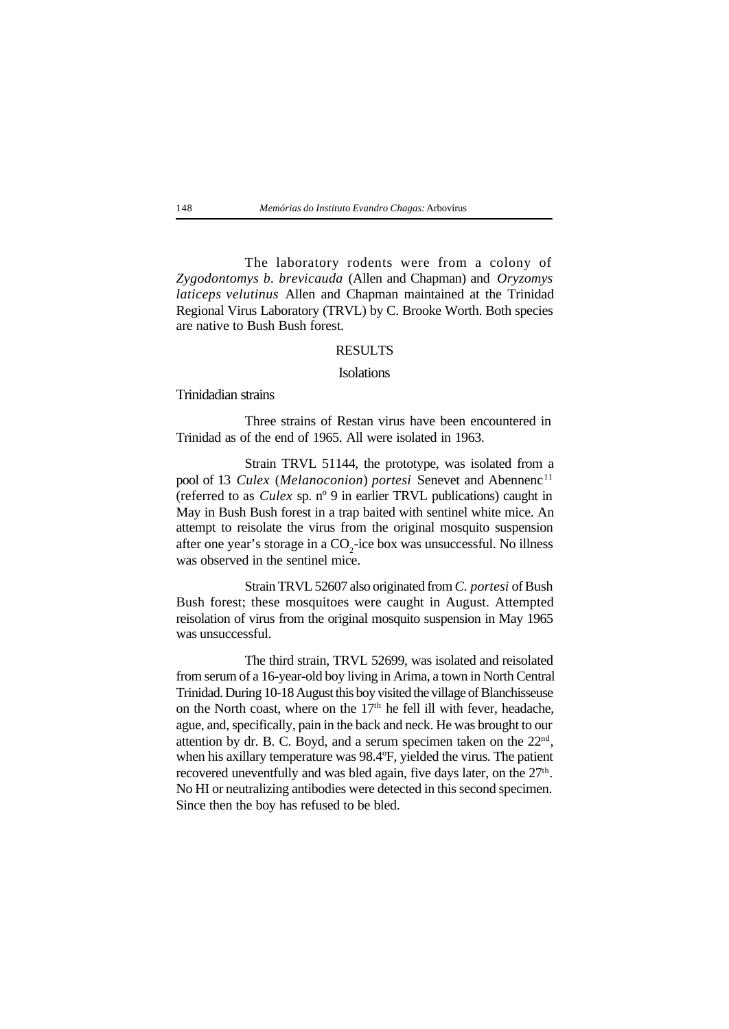The laboratory rodents were from a colony of *Zygodontomys b. brevicauda* (Allen and Chapman) and *Oryzomys laticeps velutinus* Allen and Chapman maintained at the Trinidad Regional Virus Laboratory (TRVL) by C. Brooke Worth. Both species are native to Bush Bush forest.

## RESULTS

### Isolations

#### Trinidadian strains

Three strains of Restan virus have been encountered in Trinidad as of the end of 1965. All were isolated in 1963.

Strain TRVL 51144, the prototype, was isolated from a pool of 13 *Culex* (*Melanoconion*) *portesi* Senevet and Abennenc[11] (referred to as *Culex* sp. nº 9 in earlier TRVL publications) caught in May in Bush Bush forest in a trap baited with sentinel white mice. An attempt to reisolate the virus from the original mosquito suspension after one year's storage in a $CO_2$-ice box was unsuccessful. No illness was observed in the sentinel mice.

Strain TRVL 52607 also originated from *C. portesi* of Bush Bush forest; these mosquitoes were caught in August. Attempted reisolation of virus from the original mosquito suspension in May 1965 was unsuccessful.

The third strain, TRVL 52699, was isolated and reisolated from serum of a 16-year-old boy living in Arima, a town in North Central Trinidad. During 10-18 August this boy visited the village of Blanchisseuse on the North coast, where on the 17th he fell ill with fever, headache, ague, and, specifically, pain in the back and neck. He was brought to our attention by dr. B. C. Boyd, and a serum specimen taken on the 22nd, when his axillary temperature was 98.4ºF, yielded the virus. The patient recovered uneventfully and was bled again, five days later, on the 27th. No HI or neutralizing antibodies were detected in this second specimen. Since then the boy has refused to be bled.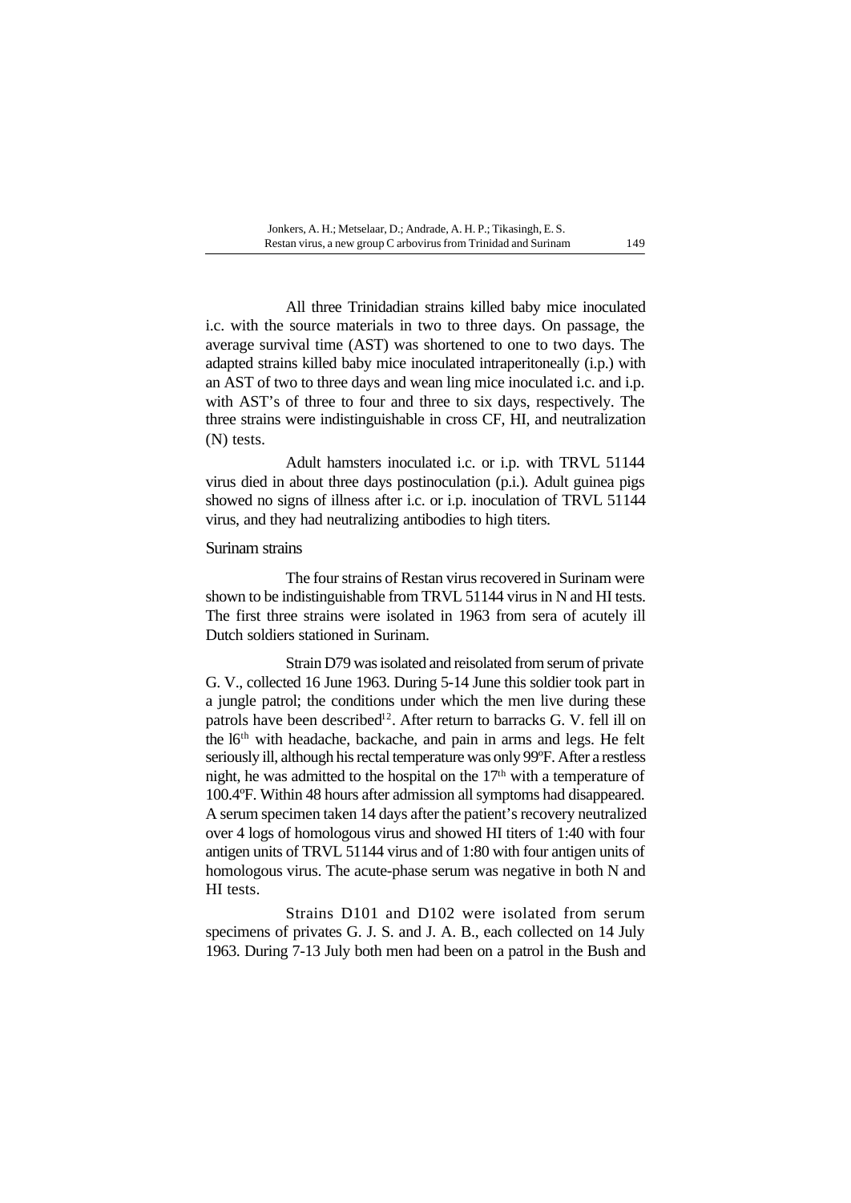All three Trinidadian strains killed baby mice inoculated i.c. with the source materials in two to three days. On passage, the average survival time (AST) was shortened to one to two days. The adapted strains killed baby mice inoculated intraperitoneally (i.p.) with an AST of two to three days and wean ling mice inoculated i.c. and i.p. with AST's of three to four and three to six days, respectively. The three strains were indistinguishable in cross CF, HI, and neutralization (N) tests.

Adult hamsters inoculated i.c. or i.p. with TRVL 51144 virus died in about three days postinoculation (p.i.). Adult guinea pigs showed no signs of illness after i.c. or i.p. inoculation of TRVL 51144 virus, and they had neutralizing antibodies to high titers.

## Surinam strains

The four strains of Restan virus recovered in Surinam were shown to be indistinguishable from TRVL 51144 virus in N and HI tests. The first three strains were isolated in 1963 from sera of acutely ill Dutch soldiers stationed in Surinam.

Strain D79 was isolated and reisolated from serum of private G. V., collected 16 June 1963. During 5-14 June this soldier took part in a jungle patrol; the conditions under which the men live during these patrols have been described[12]. After return to barracks G. V. fell ill on the 16th with headache, backache, and pain in arms and legs. He felt seriously ill, although his rectal temperature was only 99ºF. After a restless night, he was admitted to the hospital on the 17th with a temperature of 100.4ºF. Within 48 hours after admission all symptoms had disappeared. A serum specimen taken 14 days after the patient's recovery neutralized over 4 logs of homologous virus and showed HI titers of 1:40 with four antigen units of TRVL 51144 virus and of 1:80 with four antigen units of homologous virus. The acute-phase serum was negative in both N and HI tests.

Strains D101 and D102 were isolated from serum specimens of privates G. J. S. and J. A. B., each collected on 14 July 1963. During 7-13 July both men had been on a patrol in the Bush and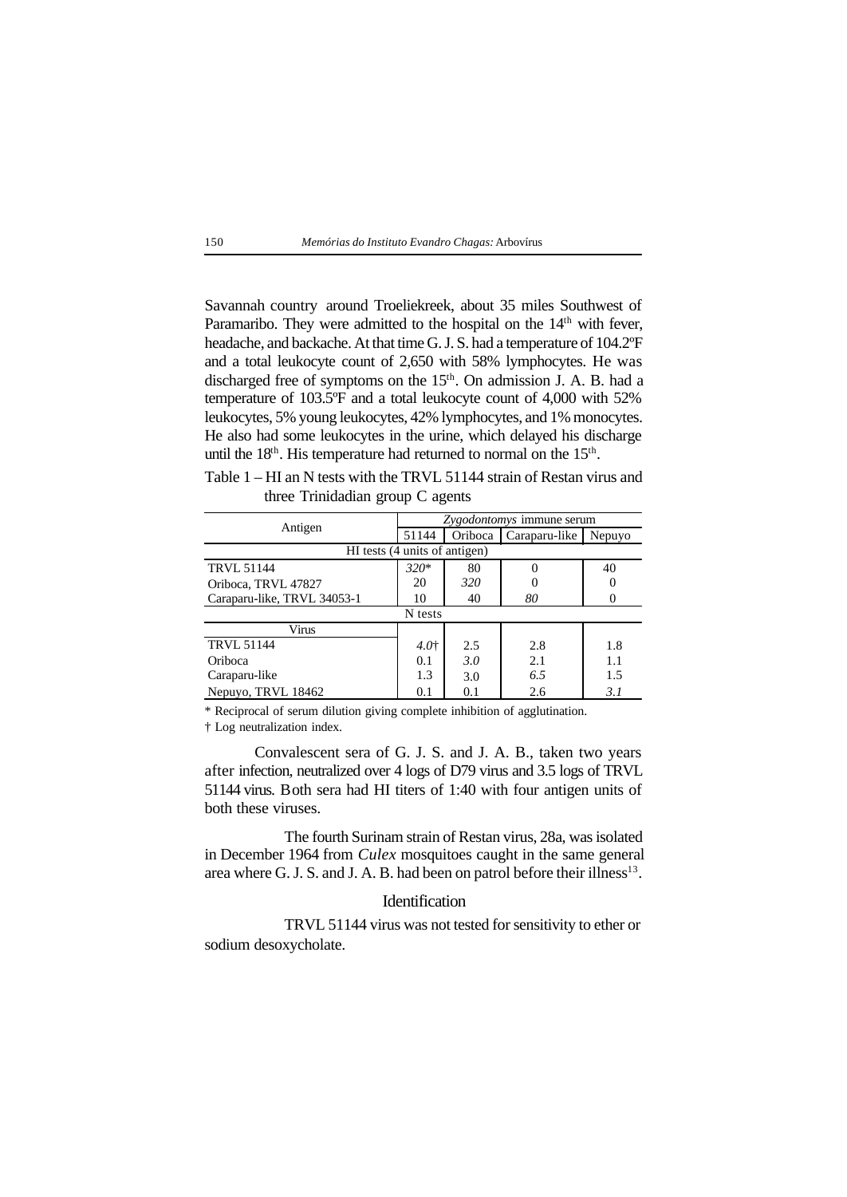Savannah country around Troeliekreek, about 35 miles Southwest of Paramaribo. They were admitted to the hospital on the 14th with fever, headache, and backache. At that time G. J. S. had a temperature of 104.2ºF and a total leukocyte count of 2,650 with 58% lymphocytes. He was discharged free of symptoms on the 15th. On admission J. A. B. had a temperature of 103.5ºF and a total leukocyte count of 4,000 with 52% leukocytes, 5% young leukocytes, 42% lymphocytes, and 1% monocytes. He also had some leukocytes in the urine, which delayed his discharge until the 18th. His temperature had returned to normal on the 15th.

Table 1 – HI an N tests with the TRVL 51144 strain of Restan virus and three Trinidadian group C agents

| Antigen | *Zygodontomys* immune serum | | | |
|---|---|---|---|---|
| | 51144 | Oriboca | Caraparu-like | Nepuyo |
| HI tests (4 units of antigen) | | | | |
| TRVL 51144 | *320\** | 80 | 0 | 40 |
| Oriboca, TRVL 47827 | 20 | *320* | 0 | 0 |
| Caraparu-like, TRVL 34053-1 | 10 | 40 | *80* | 0 |
| N tests | | | | |
| Virus | | | | |
| TRVL 51144 | *4.0*† | 2.5 | 2.8 | 1.8 |
| Oriboca | 0.1 | *3.0* | 2.1 | 1.1 |
| Caraparu-like | 1.3 | 3.0 | *6.5* | 1.5 |
| Nepuyo, TRVL 18462 | 0.1 | 0.1 | 2.6 | *3.1* |

\* Reciprocal of serum dilution giving complete inhibition of agglutination.

† Log neutralization index.

Convalescent sera of G. J. S. and J. A. B., taken two years after infection, neutralized over 4 logs of D79 virus and 3.5 logs of TRVL 51144 virus. Both sera had HI titers of 1:40 with four antigen units of both these viruses.

The fourth Surinam strain of Restan virus, 28a, was isolated in December 1964 from *Culex* mosquitoes caught in the same general area where G. J. S. and J. A. B. had been on patrol before their illness[13].

## Identification

TRVL 51144 virus was not tested for sensitivity to ether or sodium desoxycholate.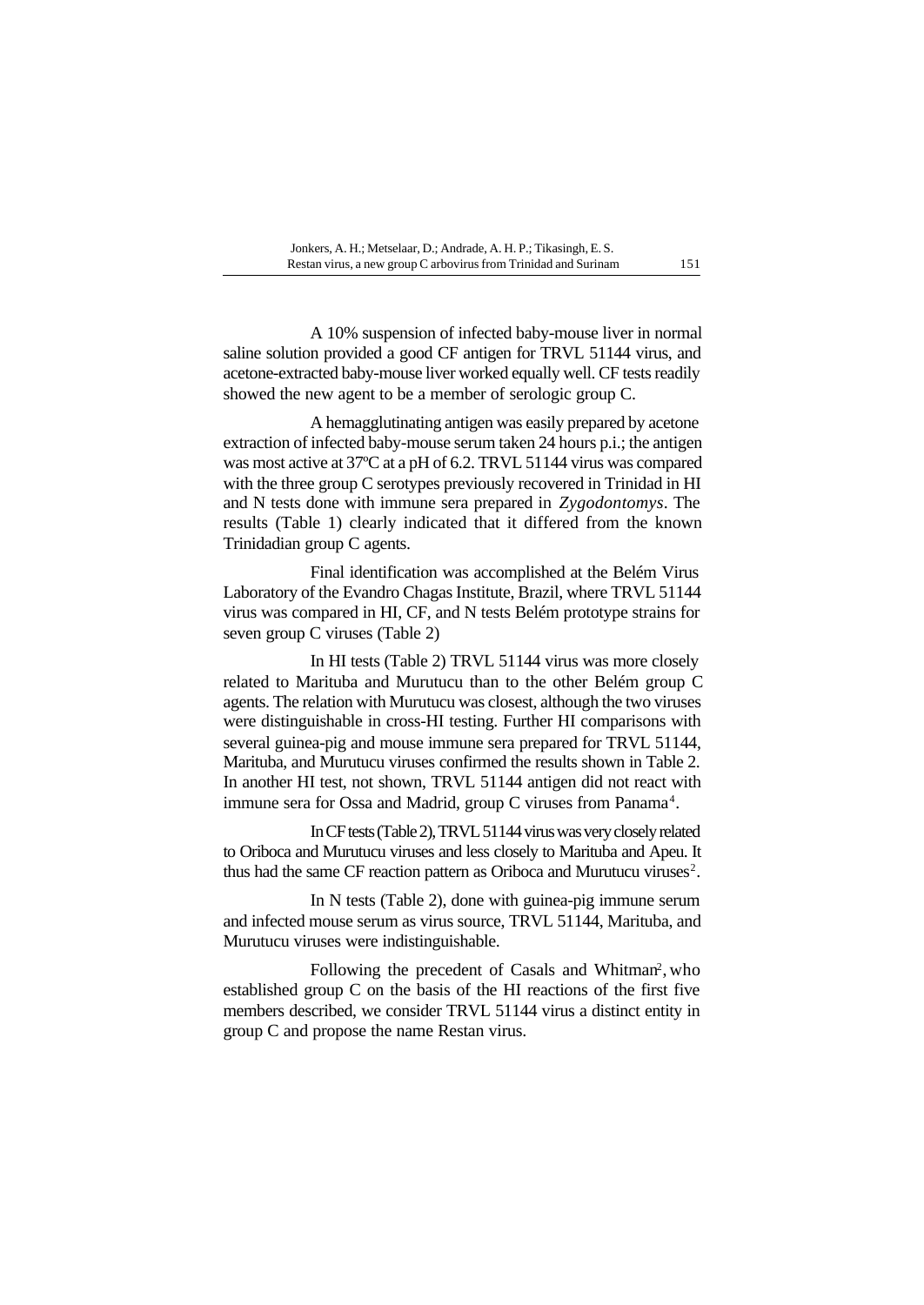A 10% suspension of infected baby-mouse liver in normal saline solution provided a good CF antigen for TRVL 51144 virus, and acetone-extracted baby-mouse liver worked equally well. CF tests readily showed the new agent to be a member of serologic group C.

A hemagglutinating antigen was easily prepared by acetone extraction of infected baby-mouse serum taken 24 hours p.i.; the antigen was most active at 37ºC at a pH of 6.2. TRVL 51144 virus was compared with the three group C serotypes previously recovered in Trinidad in HI and N tests done with immune sera prepared in *Zygodontomys*. The results (Table 1) clearly indicated that it differed from the known Trinidadian group C agents.

Final identification was accomplished at the Belém Virus Laboratory of the Evandro Chagas Institute, Brazil, where TRVL 51144 virus was compared in HI, CF, and N tests Belém prototype strains for seven group C viruses (Table 2)

In HI tests (Table 2) TRVL 51144 virus was more closely related to Marituba and Murutucu than to the other Belém group C agents. The relation with Murutucu was closest, although the two viruses were distinguishable in cross-HI testing. Further HI comparisons with several guinea-pig and mouse immune sera prepared for TRVL 51144, Marituba, and Murutucu viruses confirmed the results shown in Table 2. In another HI test, not shown, TRVL 51144 antigen did not react with immune sera for Ossa and Madrid, group C viruses from Panama[4].

In CF tests (Table 2), TRVL 51144 virus was very closely related to Oriboca and Murutucu viruses and less closely to Marituba and Apeu. It thus had the same CF reaction pattern as Oriboca and Murutucu viruses[2].

In N tests (Table 2), done with guinea-pig immune serum and infected mouse serum as virus source, TRVL 51144, Marituba, and Murutucu viruses were indistinguishable.

Following the precedent of Casals and Whitman[2], who established group C on the basis of the HI reactions of the first five members described, we consider TRVL 51144 virus a distinct entity in group C and propose the name Restan virus.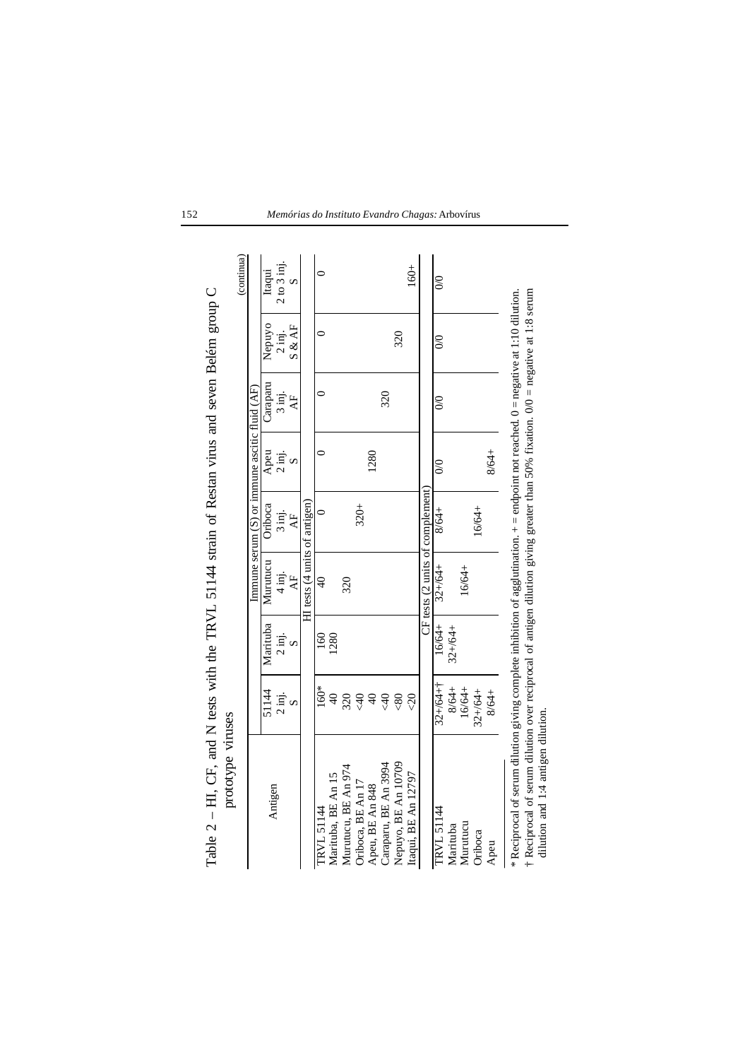Table 2 – HI, CF, and N tests with the TRVL 51144 strain of Restan virus and seven Belém group C prototype viruses

(continua)

| Antigen | Immune serum (S) or immune ascitic fluid (AF) | | | | | | | |
|---|---|---|---|---|---|---|---|---|
| | 51144 2 inj. S | Marituba 2 inj. S | Murutucu 4 inj. AF | Oriboca 3 inj. AF | Apeu 2 inj. S | Caraparu 3 inj. AF | Nepuyo 2 inj. S & AF | Itaqui 2 to 3 inj. S |
| | HI tests (4 units of antigen) | | | | | | | |
| TRVL 51144 | 160* | 160 | 40 | 0 | 0 | 0 | 0 | 0 |
| Marituba, BE An 15 | 40 | 1280 | | | | | | |
| Murutucu, BE An 974 | 320 | | 320 | | | | | |
| Oriboca, BE An 17 | <40 | | | 320+ | | | | |
| Apeu, BE An 848 | 40 | | | | 1280 | | | |
| Caraparu, BE An 3994 | <40 | | | | | 320 | | |
| Nepuyo, BE An 10709 | <80 | | | | | | 320 | |
| Itaqui, BE An 12797 | <20 | | | | | | | 160+ |
| | CF tests (2 units of complement) | | | | | | | |
| TRVL 51144 | 32+/64+† | 16/64+ | 32+/64+ | 8/64+ | 0/0 | 0/0 | 0/0 | 0/0 |
| Marituba | 8/64+ | 32+/64+ | | | | | | |
| Murutucu | 16/64+ | | 16/64+ | | | | | |
| Oriboca | 32+/64+ | | | 16/64+ | | | | |
| Apeu | 8/64+ | | | | 8/64+ | | | |

\* Reciprocal of serum dilution giving complete inhibition of agglutination. + = endpoint not reached. 0 = negative at 1:10 dilution.

† Reciprocal of serum dilution over reciprocal of antigen dilution giving greater than 50% fixation. 0/0 = negative at 1:8 serum dilution and 1:4 antigen dilution.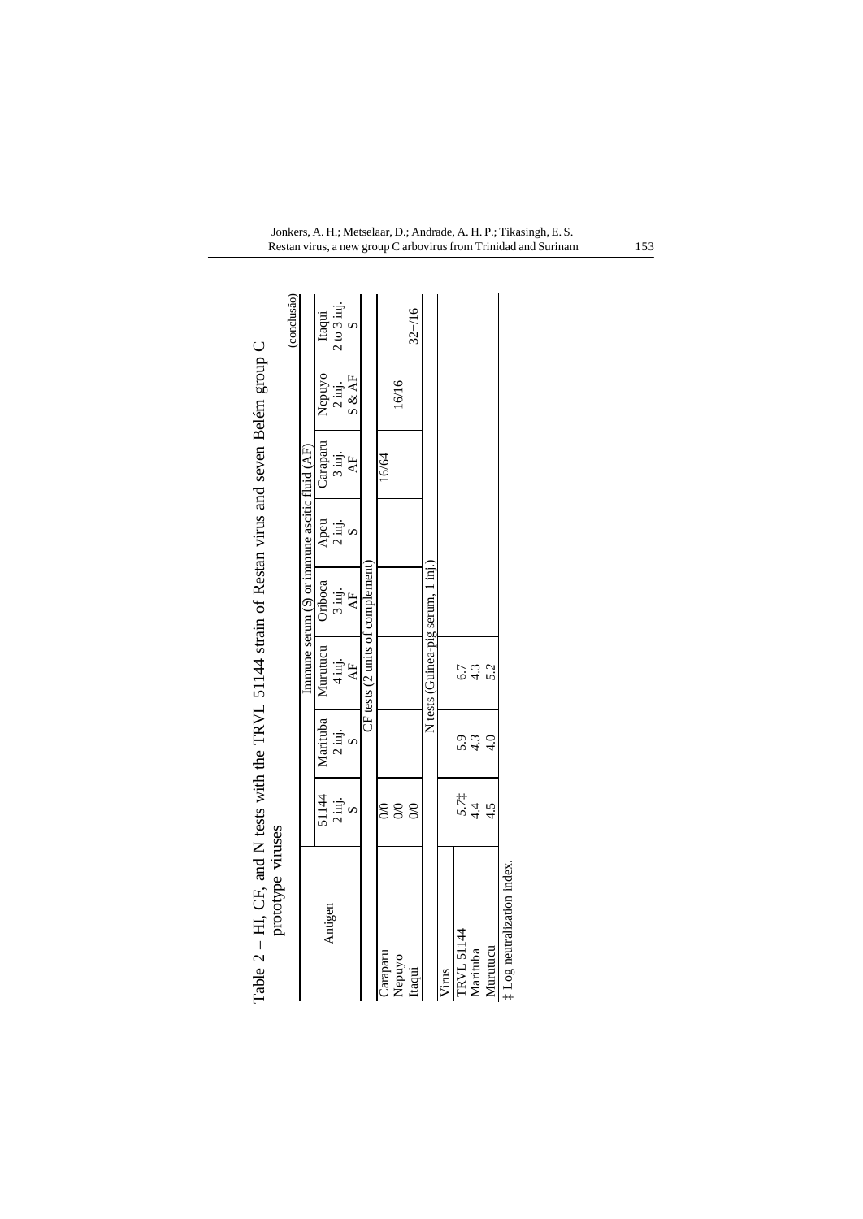Table 2 – HI, CF, and N tests with the TRVL 51144 strain of Restan virus and seven Belém group C prototype viruses

(conclusão)

| Antigen | Immune serum (S) or immune ascitic fluid (AF) | | | | | | | |
|---|---|---|---|---|---|---|---|---|
| | 51144 2 inj. S | Marituba 2 inj. S | Murutucu 4 inj. AF | Oriboca 3 inj. AF | Apeu 2 inj. S | Caraparu 3 inj. AF | Nepuyo 2 inj. S & AF | Itaqui 2 to 3 inj. S |
| CF tests (2 units of complement) | | | | | | | | |
| Caraparu | 0/0 | | | | | 16/64+ | | |
| Nepuyo | 0/0 | | | | | | 16/16 | |
| Itaqui | 0/0 | | | | | | | 32+/16 |
| N tests (Guinea-pig serum, 1 inj.) | | | | | | | | |
| Virus | | | | | | | | |
| TRVL 51144 | 5.7‡ | 5.9 | 6.7 | | | | | |
| Marituba | 4.4 | 4.3 | 4.3 | | | | | |
| Murutucu | 4.5 | 4.0 | 5.2 | | | | | |

‡ Log neutralization index.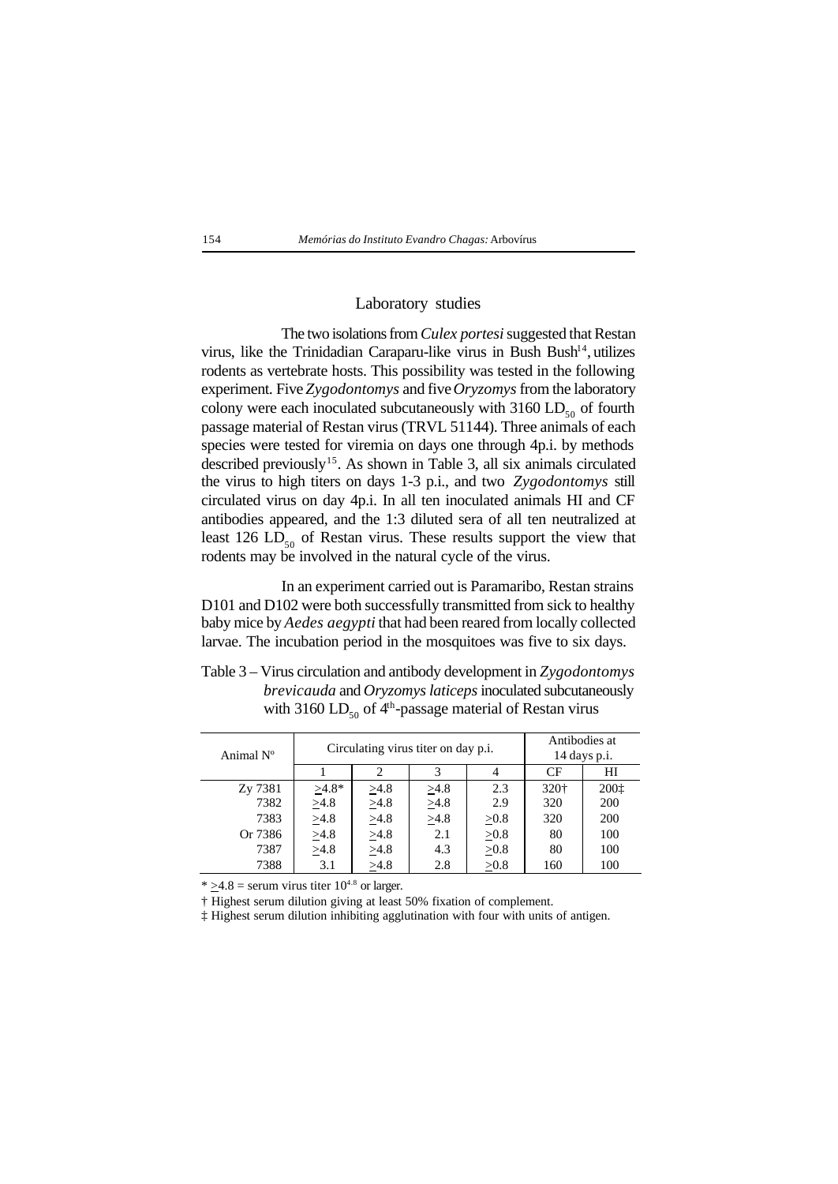## Laboratory studies

The two isolations from *Culex portesi* suggested that Restan virus, like the Trinidadian Caraparu-like virus in Bush Bush[14], utilizes rodents as vertebrate hosts. This possibility was tested in the following experiment. Five *Zygodontomys* and five *Oryzomys* from the laboratory colony were each inoculated subcutaneously with 3160 $LD_{50}$ of fourth passage material of Restan virus (TRVL 51144). Three animals of each species were tested for viremia on days one through 4p.i. by methods described previously[15]. As shown in Table 3, all six animals circulated the virus to high titers on days 1-3 p.i., and two *Zygodontomys* still circulated virus on day 4p.i. In all ten inoculated animals HI and CF antibodies appeared, and the 1:3 diluted sera of all ten neutralized at least 126 $LD_{50}$ of Restan virus. These results support the view that rodents may be involved in the natural cycle of the virus.

In an experiment carried out is Paramaribo, Restan strains D101 and D102 were both successfully transmitted from sick to healthy baby mice by *Aedes aegypti* that had been reared from locally collected larvae. The incubation period in the mosquitoes was five to six days.

Table 3 – Virus circulation and antibody development in *Zygodontomys brevicauda* and *Oryzomys laticeps* inoculated subcutaneously with 3160 $LD_{50}$ of 4[th]-passage material of Restan virus

| Animal Nº | Circulating virus titer on day p.i. | | | | Antibodies at 14 days p.i. | |
|---|---|---|---|---|---|---|
| | 1 | 2 | 3 | 4 | CF | HI |
| Zy 7381 | ≥4.8* | ≥4.8 | ≥4.8 | 2.3 | 320† | 200‡ |
| 7382 | ≥4.8 | ≥4.8 | ≥4.8 | 2.9 | 320 | 200 |
| 7383 | ≥4.8 | ≥4.8 | ≥4.8 | ≥0.8 | 320 | 200 |
| Or 7386 | ≥4.8 | ≥4.8 | 2.1 | ≥0.8 | 80 | 100 |
| 7387 | ≥4.8 | ≥4.8 | 4.3 | ≥0.8 | 80 | 100 |
| 7388 | 3.1 | ≥4.8 | 2.8 | ≥0.8 | 160 | 100 |

\* ≥4.8 = serum virus titer $10^{4.8}$ or larger.

† Highest serum dilution giving at least 50% fixation of complement.

‡ Highest serum dilution inhibiting agglutination with four with units of antigen.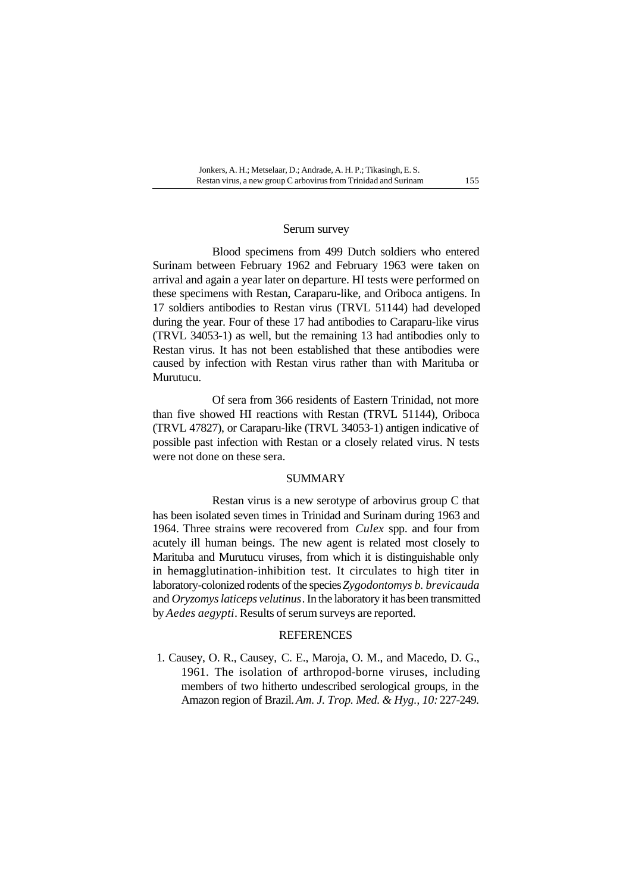## Serum survey

Blood specimens from 499 Dutch soldiers who entered Surinam between February 1962 and February 1963 were taken on arrival and again a year later on departure. HI tests were performed on these specimens with Restan, Caraparu-like, and Oriboca antigens. In 17 soldiers antibodies to Restan virus (TRVL 51144) had developed during the year. Four of these 17 had antibodies to Caraparu-like virus (TRVL 34053-1) as well, but the remaining 13 had antibodies only to Restan virus. It has not been established that these antibodies were caused by infection with Restan virus rather than with Marituba or Murutucu.

Of sera from 366 residents of Eastern Trinidad, not more than five showed HI reactions with Restan (TRVL 51144), Oriboca (TRVL 47827), or Caraparu-like (TRVL 34053-1) antigen indicative of possible past infection with Restan or a closely related virus. N tests were not done on these sera.

## SUMMARY

Restan virus is a new serotype of arbovirus group C that has been isolated seven times in Trinidad and Surinam during 1963 and 1964. Three strains were recovered from *Culex* spp. and four from acutely ill human beings. The new agent is related most closely to Marituba and Murutucu viruses, from which it is distinguishable only in hemagglutination-inhibition test. It circulates to high titer in laboratory-colonized rodents of the species *Zygodontomys b. brevicauda* and *Oryzomys laticeps velutinus*. In the laboratory it has been transmitted by *Aedes aegypti*. Results of serum surveys are reported.

## REFERENCES

1. Causey, O. R., Causey, C. E., Maroja, O. M., and Macedo, D. G., 1961. The isolation of arthropod-borne viruses, including members of two hitherto undescribed serological groups, in the Amazon region of Brazil. *Am. J. Trop. Med. & Hyg., 10:* 227-249.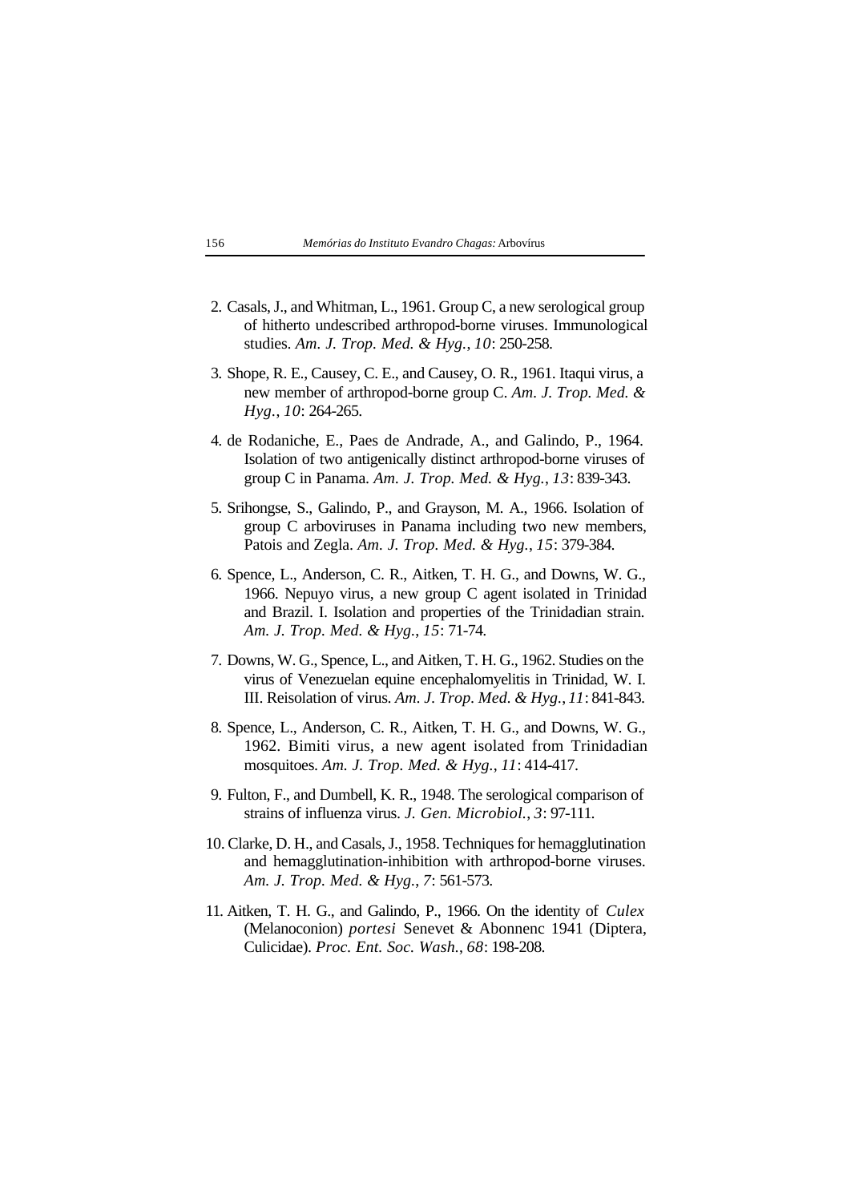2. Casals, J., and Whitman, L., 1961. Group C, a new serological group of hitherto undescribed arthropod-borne viruses. Immunological studies. *Am. J. Trop. Med. & Hyg.*, *10*: 250-258.

3. Shope, R. E., Causey, C. E., and Causey, O. R., 1961. Itaqui virus, a new member of arthropod-borne group C. *Am. J. Trop. Med. & Hyg.*, *10*: 264-265.

4. de Rodaniche, E., Paes de Andrade, A., and Galindo, P., 1964. Isolation of two antigenically distinct arthropod-borne viruses of group C in Panama. *Am. J. Trop. Med. & Hyg.*, *13*: 839-343.

5. Srihongse, S., Galindo, P., and Grayson, M. A., 1966. Isolation of group C arboviruses in Panama including two new members, Patois and Zegla. *Am. J. Trop. Med. & Hyg.*, *15*: 379-384.

6. Spence, L., Anderson, C. R., Aitken, T. H. G., and Downs, W. G., 1966. Nepuyo virus, a new group C agent isolated in Trinidad and Brazil. I. Isolation and properties of the Trinidadian strain. *Am. J. Trop. Med. & Hyg.*, *15*: 71-74.

7. Downs, W. G., Spence, L., and Aitken, T. H. G., 1962. Studies on the virus of Venezuelan equine encephalomyelitis in Trinidad, W. I. III. Reisolation of virus. *Am. J. Trop. Med. & Hyg.*, *11*: 841-843.

8. Spence, L., Anderson, C. R., Aitken, T. H. G., and Downs, W. G., 1962. Bimiti virus, a new agent isolated from Trinidadian mosquitoes. *Am. J. Trop. Med. & Hyg.*, *11*: 414-417.

9. Fulton, F., and Dumbell, K. R., 1948. The serological comparison of strains of influenza virus. *J. Gen. Microbiol.*, *3*: 97-111.

10. Clarke, D. H., and Casals, J., 1958. Techniques for hemagglutination and hemagglutination-inhibition with arthropod-borne viruses. *Am. J. Trop. Med. & Hyg.*, *7*: 561-573.

11. Aitken, T. H. G., and Galindo, P., 1966. On the identity of *Culex* (Melanoconion) *portesi* Senevet & Abonnenc 1941 (Diptera, Culicidae). *Proc. Ent. Soc. Wash.*, *68*: 198-208.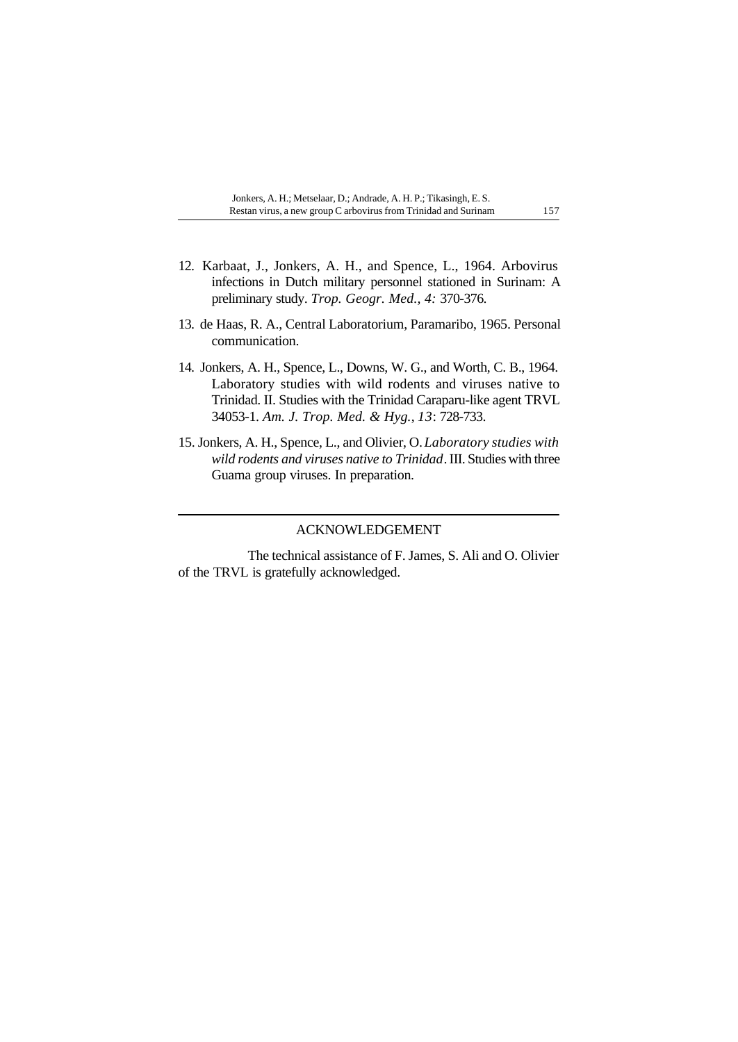12. Karbaat, J., Jonkers, A. H., and Spence, L., 1964. Arbovirus infections in Dutch military personnel stationed in Surinam: A preliminary study. *Trop. Geogr. Med., 4:* 370-376.

13. de Haas, R. A., Central Laboratorium, Paramaribo, 1965. Personal communication.

14. Jonkers, A. H., Spence, L., Downs, W. G., and Worth, C. B., 1964. Laboratory studies with wild rodents and viruses native to Trinidad. II. Studies with the Trinidad Caraparu-like agent TRVL 34053-1. *Am. J. Trop. Med. & Hyg., 13*: 728-733.

15. Jonkers, A. H., Spence, L., and Olivier, O. *Laboratory studies with wild rodents and viruses native to Trinidad*. III. Studies with three Guama group viruses. In preparation.

## ACKNOWLEDGEMENT

The technical assistance of F. James, S. Ali and O. Olivier of the TRVL is gratefully acknowledged.